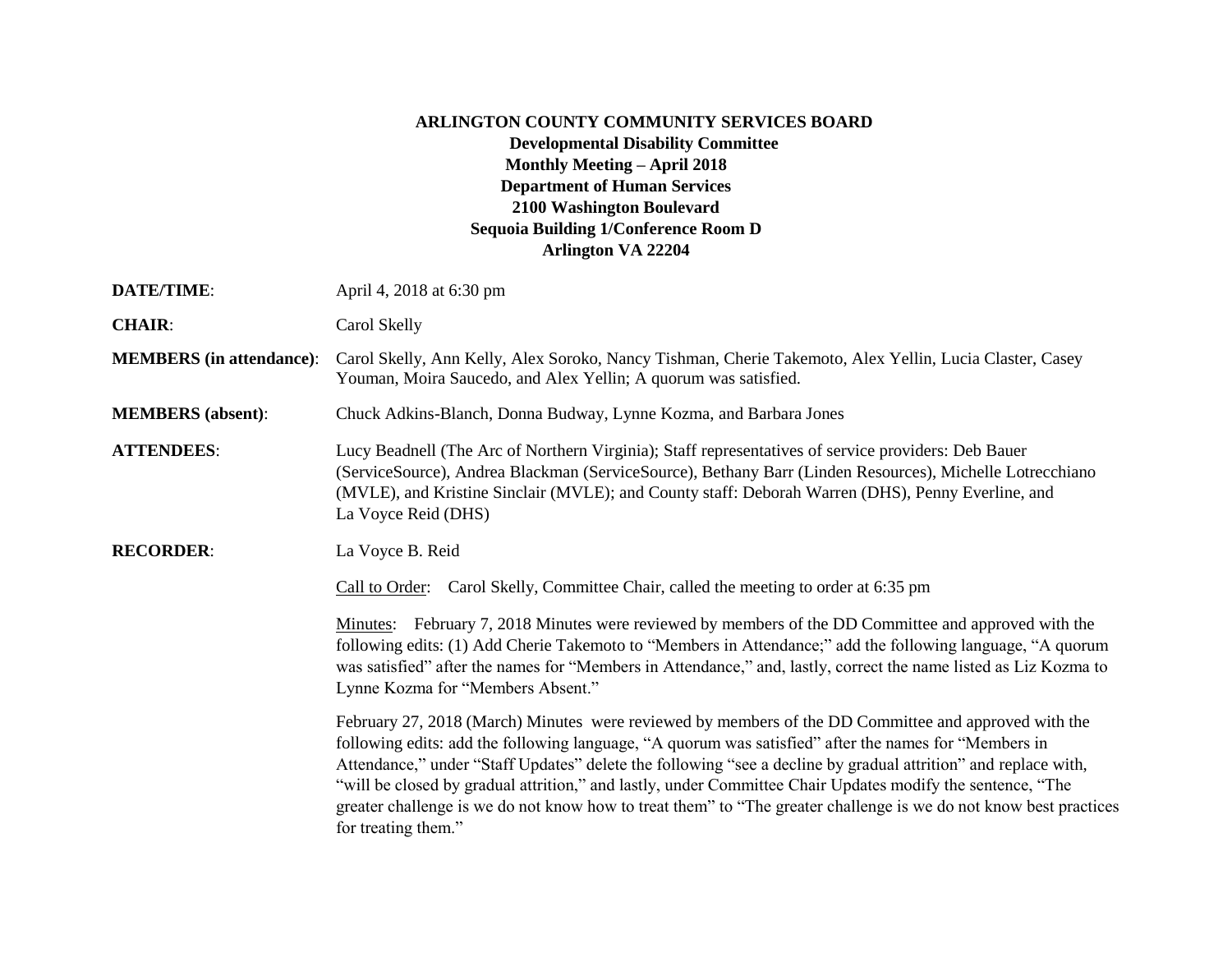**ARLINGTON COUNTY COMMUNITY SERVICES BOARD**
**Developmental Disability Committee**
**Monthly Meeting – April 2018**
**Department of Human Services**
**2100 Washington Boulevard**
**Sequoia Building 1/Conference Room D**
**Arlington VA 22204**

**DATE/TIME**: April 4, 2018 at 6:30 pm

**CHAIR**: Carol Skelly

**MEMBERS (in attendance)**: Carol Skelly, Ann Kelly, Alex Soroko, Nancy Tishman, Cherie Takemoto, Alex Yellin, Lucia Claster, Casey Youman, Moira Saucedo, and Alex Yellin; A quorum was satisfied.

**MEMBERS (absent)**: Chuck Adkins-Blanch, Donna Budway, Lynne Kozma, and Barbara Jones

**ATTENDEES**: Lucy Beadnell (The Arc of Northern Virginia); Staff representatives of service providers: Deb Bauer (ServiceSource), Andrea Blackman (ServiceSource), Bethany Barr (Linden Resources), Michelle Lotrecchiano (MVLE), and Kristine Sinclair (MVLE); and County staff: Deborah Warren (DHS), Penny Everline, and La Voyce Reid (DHS)

**RECORDER**: La Voyce B. Reid

Call to Order: Carol Skelly, Committee Chair, called the meeting to order at 6:35 pm

Minutes: February 7, 2018 Minutes were reviewed by members of the DD Committee and approved with the following edits: (1) Add Cherie Takemoto to "Members in Attendance;" add the following language, "A quorum was satisfied" after the names for "Members in Attendance," and, lastly, correct the name listed as Liz Kozma to Lynne Kozma for "Members Absent."

February 27, 2018 (March) Minutes were reviewed by members of the DD Committee and approved with the following edits: add the following language, "A quorum was satisfied" after the names for "Members in Attendance," under "Staff Updates" delete the following "see a decline by gradual attrition" and replace with, "will be closed by gradual attrition," and lastly, under Committee Chair Updates modify the sentence, "The greater challenge is we do not know how to treat them" to "The greater challenge is we do not know best practices for treating them."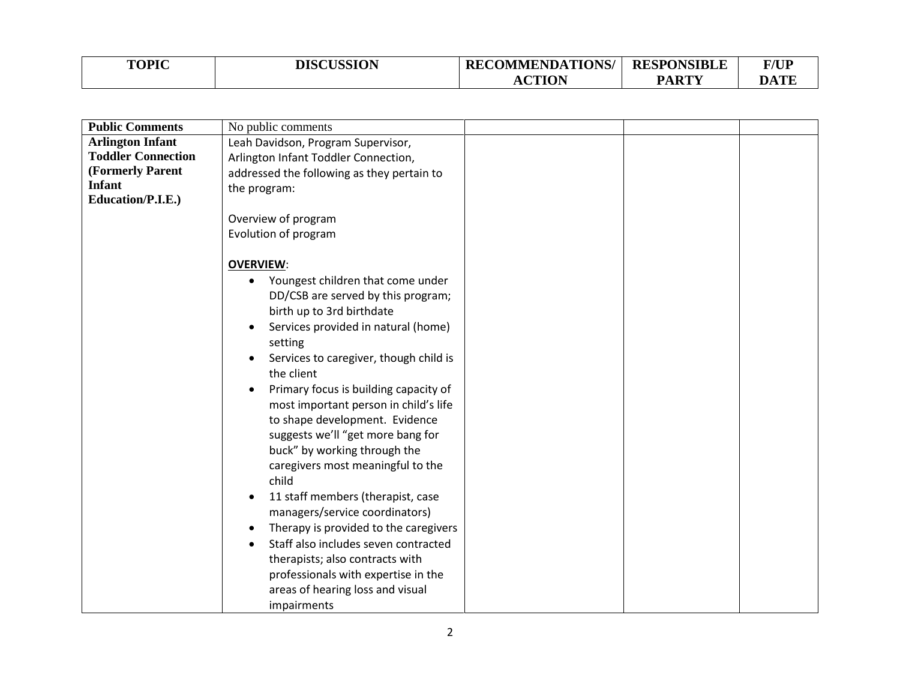| TOPIC | DISCUSSION | RECOMMENDATIONS/ ACTION | RESPONSIBLE PARTY | F/UP DATE |
|---|---|---|---|---|
| **Public Comments** | No public comments | | | |
| **Arlington Infant Toddler Connection (Formerly Parent Infant Education/P.I.E.)** | Leah Davidson, Program Supervisor, Arlington Infant Toddler Connection, addressed the following as they pertain to the program:<br><br>Overview of program<br>Evolution of program<br><br>**OVERVIEW**:<br>• Youngest children that come under DD/CSB are served by this program; birth up to 3rd birthdate<br>• Services provided in natural (home) setting<br>• Services to caregiver, though child is the client<br>• Primary focus is building capacity of most important person in child's life to shape development. Evidence suggests we'll "get more bang for buck" by working through the caregivers most meaningful to the child<br>• 11 staff members (therapist, case managers/service coordinators)<br>• Therapy is provided to the caregivers<br>• Staff also includes seven contracted therapists; also contracts with professionals with expertise in the areas of hearing loss and visual impairments | | | |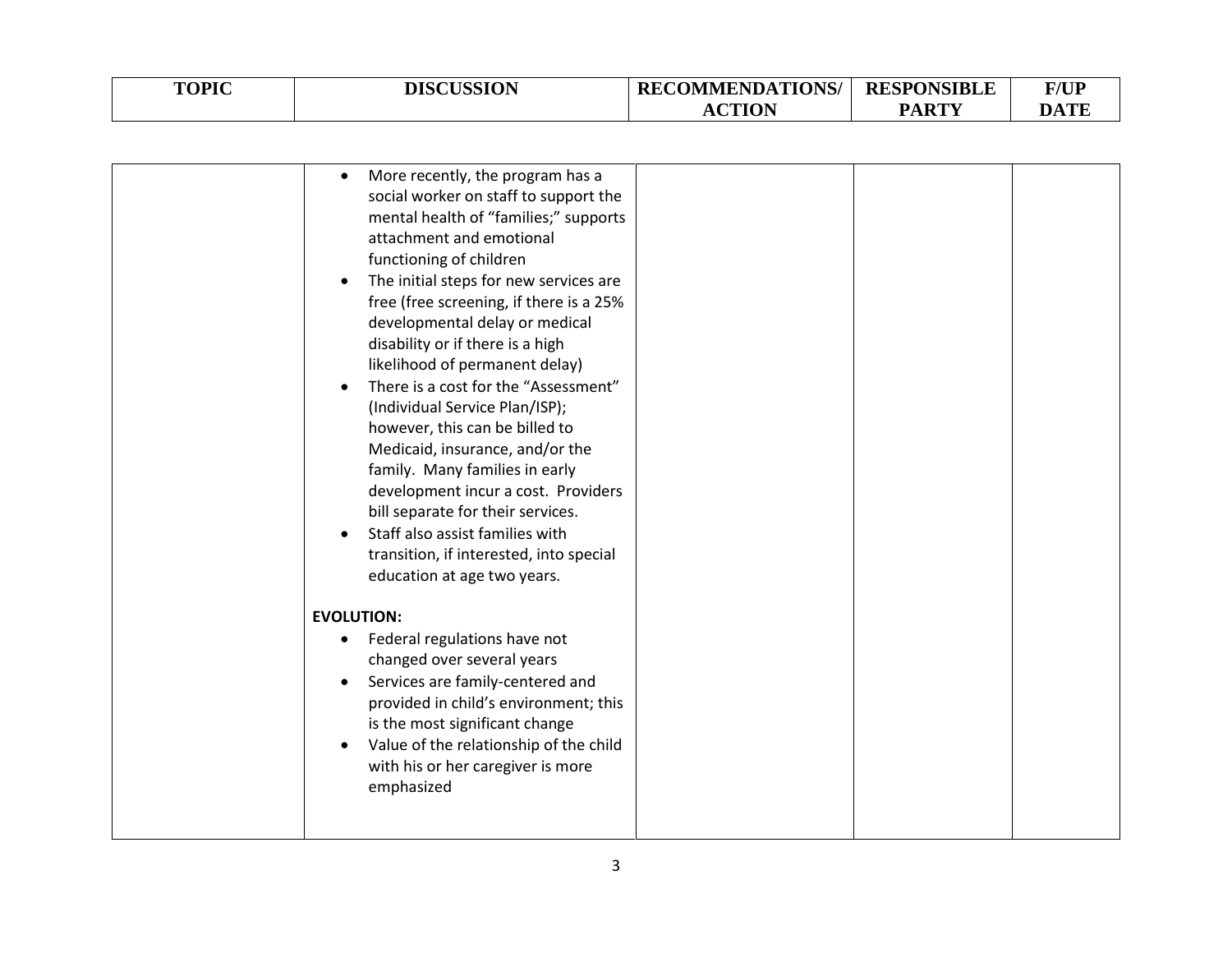| TOPIC | DISCUSSION | RECOMMENDATIONS/ ACTION | RESPONSIBLE PARTY | F/UP DATE |
|---|---|---|---|---|
| | • More recently, the program has a social worker on staff to support the mental health of "families;" supports attachment and emotional functioning of children<br>• The initial steps for new services are free (free screening, if there is a 25% developmental delay or medical disability or if there is a high likelihood of permanent delay)<br>• There is a cost for the "Assessment" (Individual Service Plan/ISP); however, this can be billed to Medicaid, insurance, and/or the family. Many families in early development incur a cost. Providers bill separate for their services.<br>• Staff also assist families with transition, if interested, into special education at age two years.<br><br>**EVOLUTION:**<br>• Federal regulations have not changed over several years<br>• Services are family-centered and provided in child's environment; this is the most significant change<br>• Value of the relationship of the child with his or her caregiver is more emphasized | | | |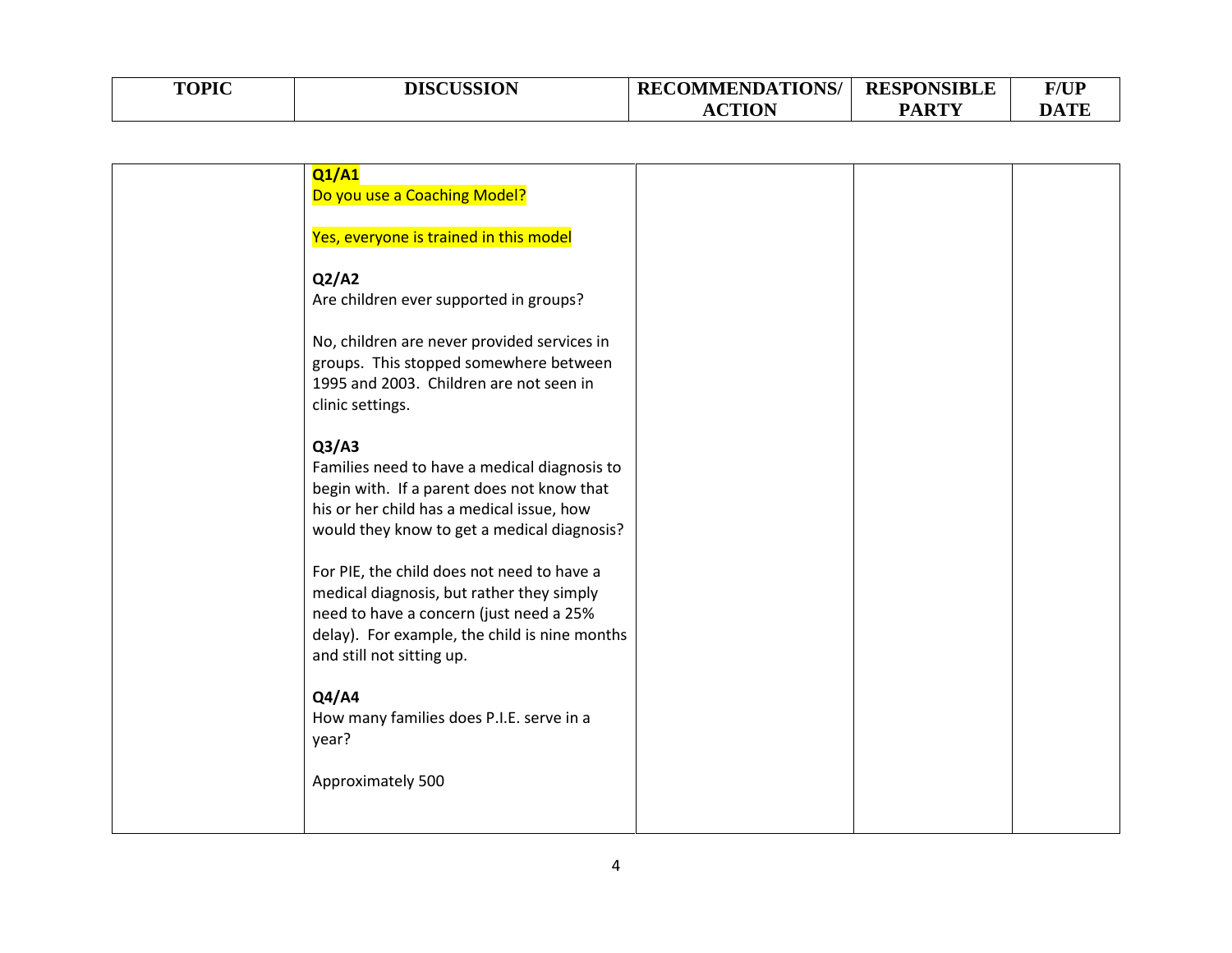| TOPIC | DISCUSSION | RECOMMENDATIONS/ ACTION | RESPONSIBLE PARTY | F/UP DATE |
|---|---|---|---|---|
| | **Q1/A1**<br>Do you use a Coaching Model?<br><br>Yes, everyone is trained in this model<br><br>**Q2/A2**<br>Are children ever supported in groups?<br><br>No, children are never provided services in groups. This stopped somewhere between 1995 and 2003. Children are not seen in clinic settings.<br><br>**Q3/A3**<br>Families need to have a medical diagnosis to begin with. If a parent does not know that his or her child has a medical issue, how would they know to get a medical diagnosis?<br><br>For PIE, the child does not need to have a medical diagnosis, but rather they simply need to have a concern (just need a 25% delay). For example, the child is nine months and still not sitting up.<br><br>**Q4/A4**<br>How many families does P.I.E. serve in a year?<br><br>Approximately 500 | | | |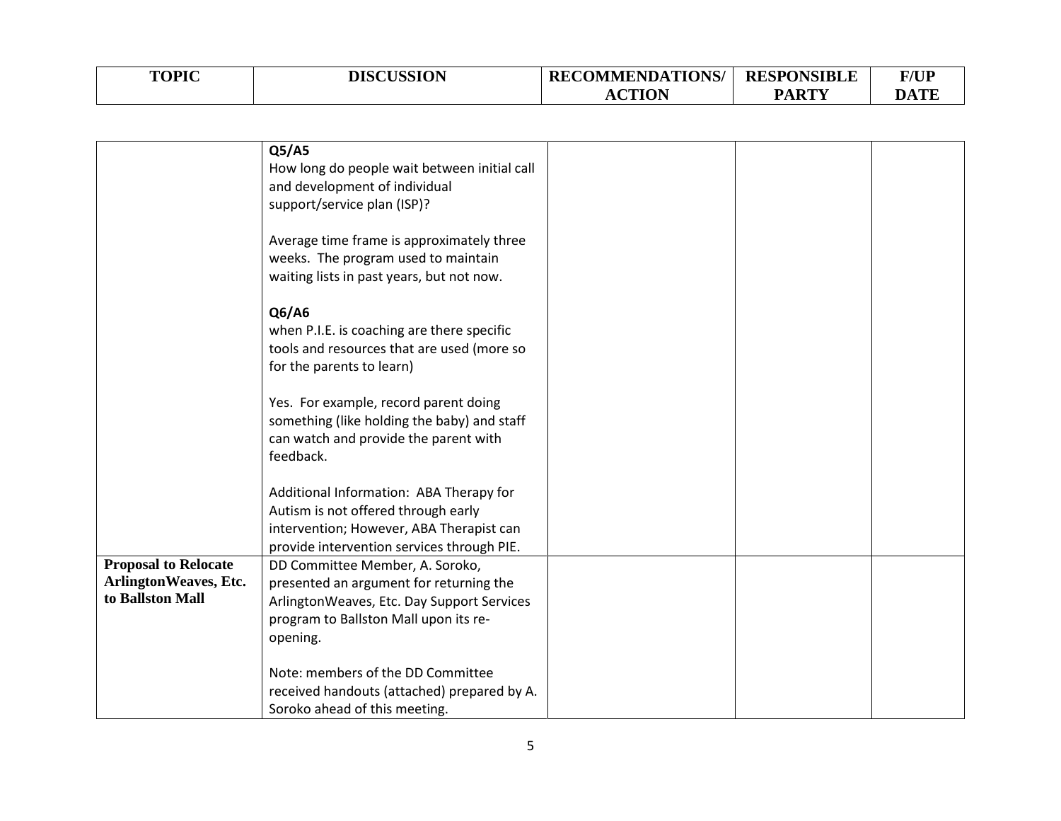| TOPIC | DISCUSSION | RECOMMENDATIONS/ ACTION | RESPONSIBLE PARTY | F/UP DATE |
|---|---|---|---|---|
| | **Q5/A5**<br>How long do people wait between initial call and development of individual support/service plan (ISP)?<br><br>Average time frame is approximately three weeks. The program used to maintain waiting lists in past years, but not now.<br><br>**Q6/A6**<br>when P.I.E. is coaching are there specific tools and resources that are used (more so for the parents to learn)<br><br>Yes. For example, record parent doing something (like holding the baby) and staff can watch and provide the parent with feedback.<br><br>Additional Information: ABA Therapy for Autism is not offered through early intervention; However, ABA Therapist can provide intervention services through PIE. | | | |
| **Proposal to Relocate ArlingtonWeaves, Etc. to Ballston Mall** | DD Committee Member, A. Soroko, presented an argument for returning the ArlingtonWeaves, Etc. Day Support Services program to Ballston Mall upon its re-opening.<br><br>Note: members of the DD Committee received handouts (attached) prepared by A. Soroko ahead of this meeting. | | | |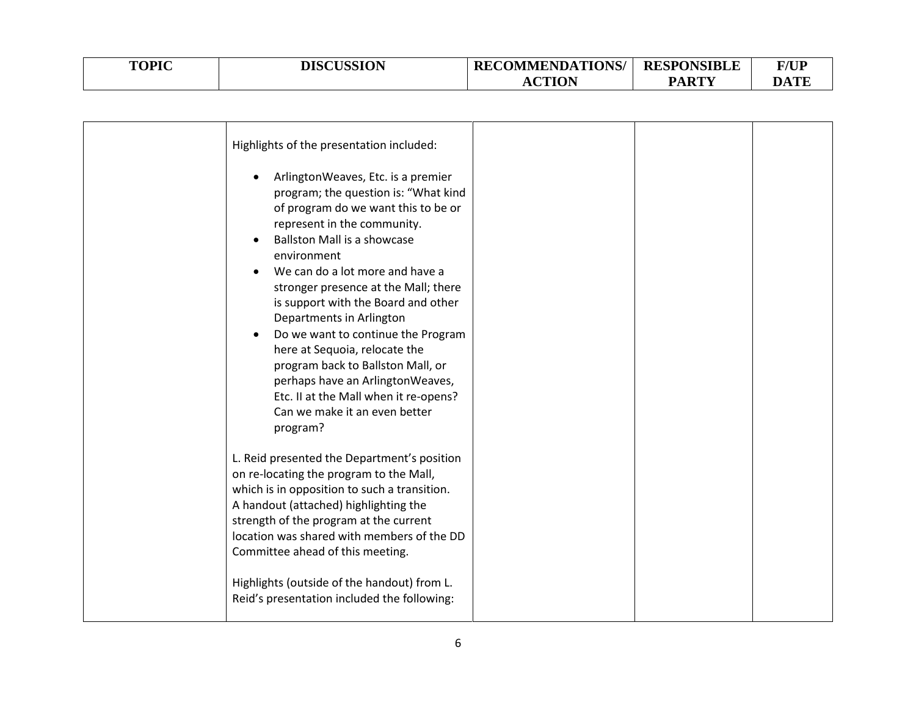| TOPIC | DISCUSSION | RECOMMENDATIONS/ ACTION | RESPONSIBLE PARTY | F/UP DATE |
|---|---|---|---|---|
| | Highlights of the presentation included:<br><br>• ArlingtonWeaves, Etc. is a premier program; the question is: "What kind of program do we want this to be or represent in the community.<br>• Ballston Mall is a showcase environment<br>• We can do a lot more and have a stronger presence at the Mall; there is support with the Board and other Departments in Arlington<br>• Do we want to continue the Program here at Sequoia, relocate the program back to Ballston Mall, or perhaps have an ArlingtonWeaves, Etc. II at the Mall when it re-opens? Can we make it an even better program?<br><br>L. Reid presented the Department's position on re-locating the program to the Mall, which is in opposition to such a transition. A handout (attached) highlighting the strength of the program at the current location was shared with members of the DD Committee ahead of this meeting.<br><br>Highlights (outside of the handout) from L. Reid's presentation included the following: | | | |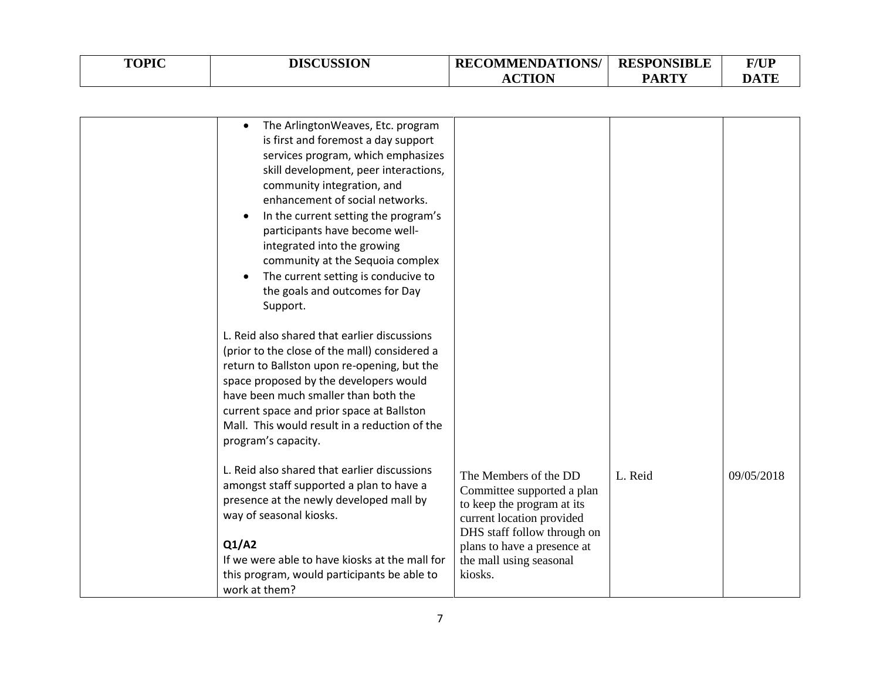| TOPIC | DISCUSSION | RECOMMENDATIONS/ ACTION | RESPONSIBLE PARTY | F/UP DATE |
|---|---|---|---|---|
| | • The ArlingtonWeaves, Etc. program is first and foremost a day support services program, which emphasizes skill development, peer interactions, community integration, and enhancement of social networks.<br>• In the current setting the program's participants have become well-integrated into the growing community at the Sequoia complex<br>• The current setting is conducive to the goals and outcomes for Day Support.<br><br>L. Reid also shared that earlier discussions (prior to the close of the mall) considered a return to Ballston upon re-opening, but the space proposed by the developers would have been much smaller than both the current space and prior space at Ballston Mall. This would result in a reduction of the program's capacity.<br><br>L. Reid also shared that earlier discussions amongst staff supported a plan to have a presence at the newly developed mall by way of seasonal kiosks.<br><br>**Q1/A2**<br>If we were able to have kiosks at the mall for this program, would participants be able to work at them? | The Members of the DD Committee supported a plan to keep the program at its current location provided DHS staff follow through on plans to have a presence at the mall using seasonal kiosks. | L. Reid | 09/05/2018 |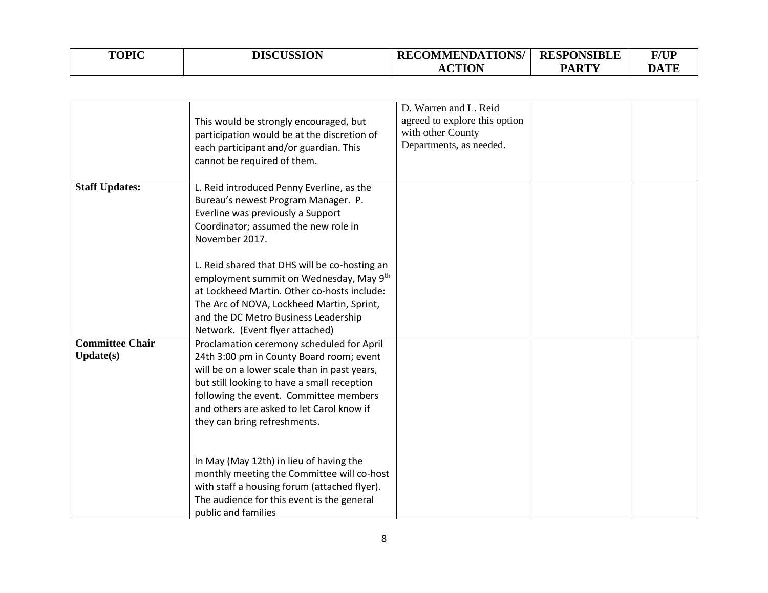| TOPIC | DISCUSSION | RECOMMENDATIONS/ ACTION | RESPONSIBLE PARTY | F/UP DATE |
|---|---|---|---|---|
| | This would be strongly encouraged, but participation would be at the discretion of each participant and/or guardian. This cannot be required of them. | D. Warren and L. Reid agreed to explore this option with other County Departments, as needed. | | |
| **Staff Updates:** | L. Reid introduced Penny Everline, as the Bureau's newest Program Manager. P. Everline was previously a Support Coordinator; assumed the new role in November 2017.<br><br>L. Reid shared that DHS will be co-hosting an employment summit on Wednesday, May 9th at Lockheed Martin. Other co-hosts include: The Arc of NOVA, Lockheed Martin, Sprint, and the DC Metro Business Leadership Network. (Event flyer attached) | | | |
| **Committee Chair Update(s)** | Proclamation ceremony scheduled for April 24th 3:00 pm in County Board room; event will be on a lower scale than in past years, but still looking to have a small reception following the event. Committee members and others are asked to let Carol know if they can bring refreshments.<br><br>In May (May 12th) in lieu of having the monthly meeting the Committee will co-host with staff a housing forum (attached flyer). The audience for this event is the general public and families | | | |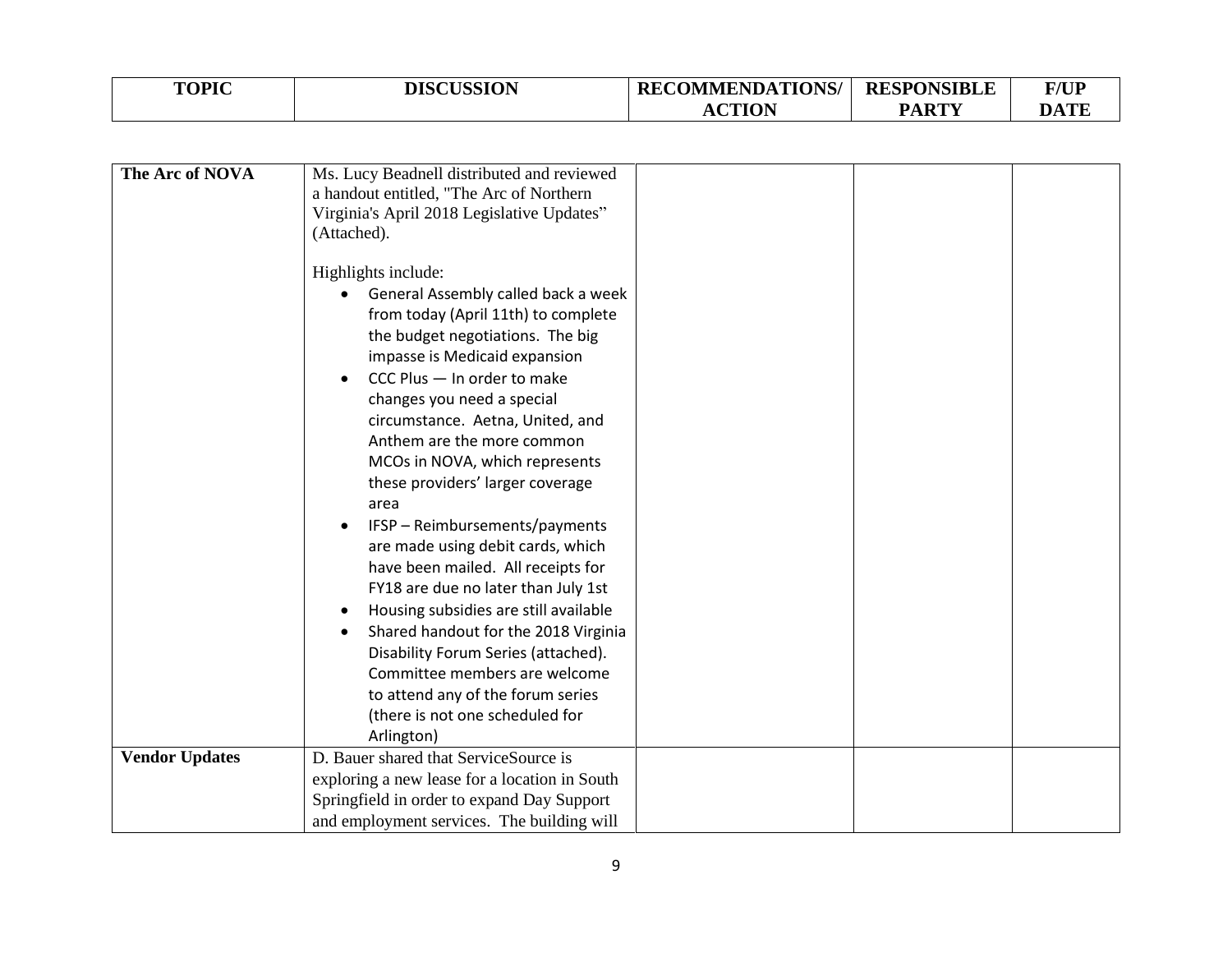| TOPIC | DISCUSSION | RECOMMENDATIONS/ ACTION | RESPONSIBLE PARTY | F/UP DATE |
|---|---|---|---|---|
| **The Arc of NOVA** | Ms. Lucy Beadnell distributed and reviewed a handout entitled, "The Arc of Northern Virginia's April 2018 Legislative Updates" (Attached).<br><br>Highlights include:<br>• General Assembly called back a week from today (April 11th) to complete the budget negotiations. The big impasse is Medicaid expansion<br>• CCC Plus — In order to make changes you need a special circumstance. Aetna, United, and Anthem are the more common MCOs in NOVA, which represents these providers' larger coverage area<br>• IFSP – Reimbursements/payments are made using debit cards, which have been mailed. All receipts for FY18 are due no later than July 1st<br>• Housing subsidies are still available<br>• Shared handout for the 2018 Virginia Disability Forum Series (attached). Committee members are welcome to attend any of the forum series (there is not one scheduled for Arlington) | | | |
| **Vendor Updates** | D. Bauer shared that ServiceSource is exploring a new lease for a location in South Springfield in order to expand Day Support and employment services. The building will | | | |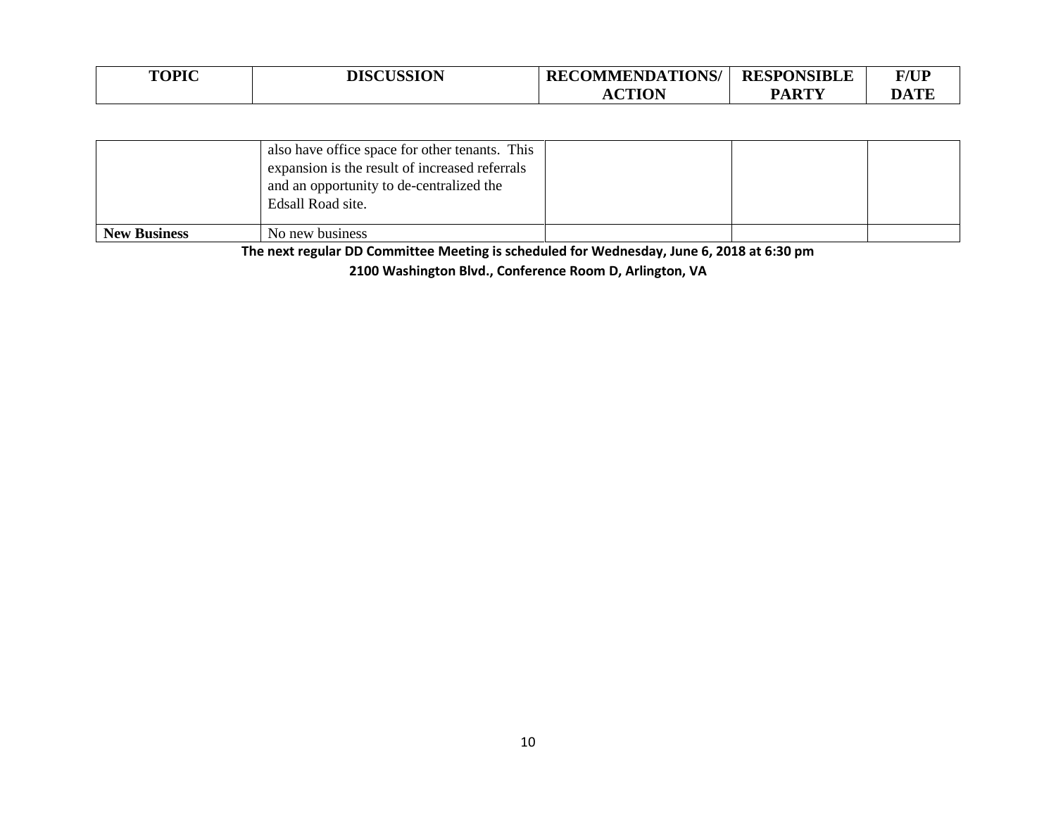| TOPIC | DISCUSSION | RECOMMENDATIONS/ ACTION | RESPONSIBLE PARTY | F/UP DATE |
|---|---|---|---|---|
| | also have office space for other tenants. This expansion is the result of increased referrals and an opportunity to de-centralized the Edsall Road site. | | | |
| **New Business** | No new business | | | |

**The next regular DD Committee Meeting is scheduled for Wednesday, June 6, 2018 at 6:30 pm**

**2100 Washington Blvd., Conference Room D, Arlington, VA**